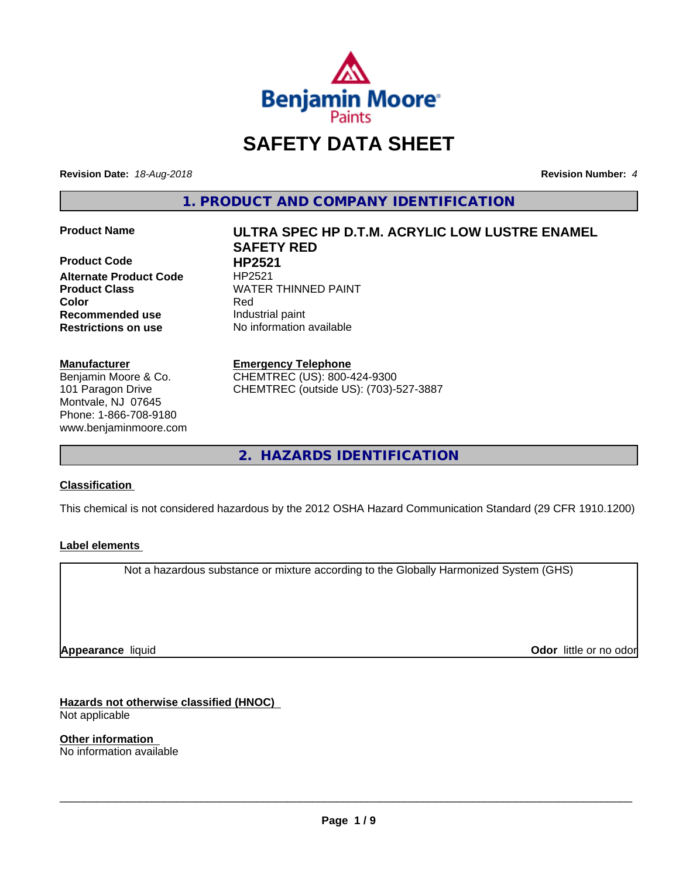Benjamin Moore Paints

# SAFETY DATA SHEET

**Revision Date:** *18-Aug-2018*

**Revision Number:** *4*

## 1. PRODUCT AND COMPANY IDENTIFICATION

| | |
|---|---|
| **Product Name** | **ULTRA SPEC HP D.T.M. ACRYLIC LOW LUSTRE ENAMEL SAFETY RED** |
| **Product Code** | **HP2521** |
| **Alternate Product Code** | HP2521 |
| **Product Class** | WATER THINNED PAINT |
| **Color** | Red |
| **Recommended use** | Industrial paint |
| **Restrictions on use** | No information available |

**Manufacturer**
Benjamin Moore & Co.
101 Paragon Drive
Montvale, NJ 07645
Phone: 1-866-708-9180
www.benjaminmoore.com

**Emergency Telephone**
CHEMTREC (US): 800-424-9300
CHEMTREC (outside US): (703)-527-3887

## 2. HAZARDS IDENTIFICATION

### Classification

This chemical is not considered hazardous by the 2012 OSHA Hazard Communication Standard (29 CFR 1910.1200)

### Label elements

Not a hazardous substance or mixture according to the Globally Harmonized System (GHS)

**Appearance** liquid

**Odor** little or no odor

### Hazards not otherwise classified (HNOC)

Not applicable

### Other information

No information available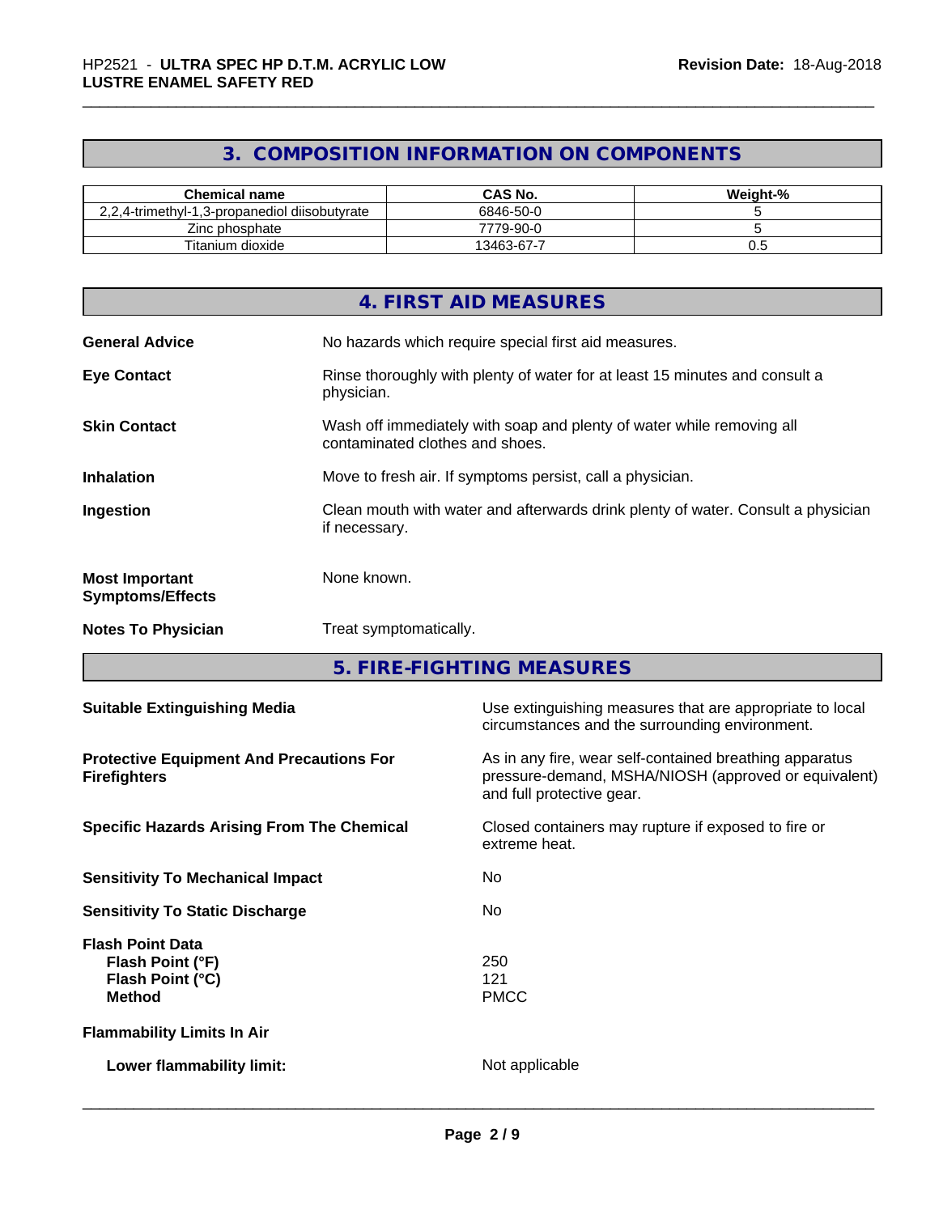## 3. COMPOSITION INFORMATION ON COMPONENTS

| Chemical name | CAS No. | Weight-% |
| --- | --- | --- |
| 2,2,4-trimethyl-1,3-propanediol diisobutyrate | 6846-50-0 | 5 |
| Zinc phosphate | 7779-90-0 | 5 |
| Titanium dioxide | 13463-67-7 | 0.5 |

## 4. FIRST AID MEASURES

**General Advice**
No hazards which require special first aid measures.

**Eye Contact**
Rinse thoroughly with plenty of water for at least 15 minutes and consult a physician.

**Skin Contact**
Wash off immediately with soap and plenty of water while removing all contaminated clothes and shoes.

**Inhalation**
Move to fresh air. If symptoms persist, call a physician.

**Ingestion**
Clean mouth with water and afterwards drink plenty of water. Consult a physician if necessary.

**Most Important Symptoms/Effects**
None known.

**Notes To Physician**
Treat symptomatically.

## 5. FIRE-FIGHTING MEASURES

**Suitable Extinguishing Media**
Use extinguishing measures that are appropriate to local circumstances and the surrounding environment.

**Protective Equipment And Precautions For Firefighters**
As in any fire, wear self-contained breathing apparatus pressure-demand, MSHA/NIOSH (approved or equivalent) and full protective gear.

**Specific Hazards Arising From The Chemical**
Closed containers may rupture if exposed to fire or extreme heat.

**Sensitivity To Mechanical Impact**
No

**Sensitivity To Static Discharge**
No

**Flash Point Data**
- **Flash Point (°F)**: 250
- **Flash Point (°C)**: 121
- **Method**: PMCC

**Flammability Limits In Air**

**Lower flammability limit:**
Not applicable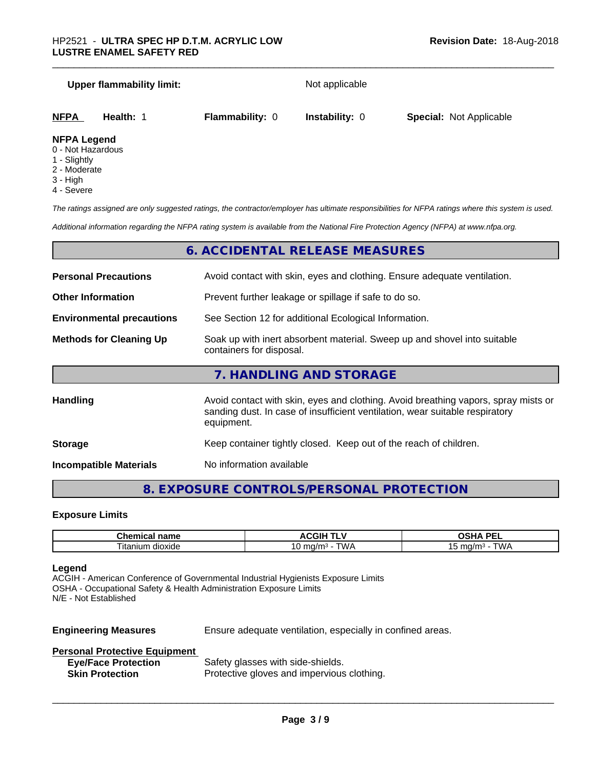**Upper flammability limit:** Not applicable

| | | | | |
|---|---|---|---|---|
| **NFPA** | **Health:** 1 | **Flammability:** 0 | **Instability:** 0 | **Special:** Not Applicable |

**NFPA Legend**
0 - Not Hazardous
1 - Slightly
2 - Moderate
3 - High
4 - Severe

*The ratings assigned are only suggested ratings, the contractor/employer has ultimate responsibilities for NFPA ratings where this system is used.*

*Additional information regarding the NFPA rating system is available from the National Fire Protection Agency (NFPA) at www.nfpa.org.*

## 6. ACCIDENTAL RELEASE MEASURES

**Personal Precautions** Avoid contact with skin, eyes and clothing. Ensure adequate ventilation.

**Other Information** Prevent further leakage or spillage if safe to do so.

**Environmental precautions** See Section 12 for additional Ecological Information.

**Methods for Cleaning Up** Soak up with inert absorbent material. Sweep up and shovel into suitable containers for disposal.

## 7. HANDLING AND STORAGE

**Handling** Avoid contact with skin, eyes and clothing. Avoid breathing vapors, spray mists or sanding dust. In case of insufficient ventilation, wear suitable respiratory equipment.

**Storage** Keep container tightly closed. Keep out of the reach of children.

**Incompatible Materials** No information available

## 8. EXPOSURE CONTROLS/PERSONAL PROTECTION

### Exposure Limits

| Chemical name | ACGIH TLV | OSHA PEL |
|---|---|---|
| Titanium dioxide | 10 mg/m³ - TWA | 15 mg/m³ - TWA |

**Legend**
ACGIH - American Conference of Governmental Industrial Hygienists Exposure Limits
OSHA - Occupational Safety & Health Administration Exposure Limits
N/E - Not Established

**Engineering Measures** Ensure adequate ventilation, especially in confined areas.

**Personal Protective Equipment**
**Eye/Face Protection** Safety glasses with side-shields.
**Skin Protection** Protective gloves and impervious clothing.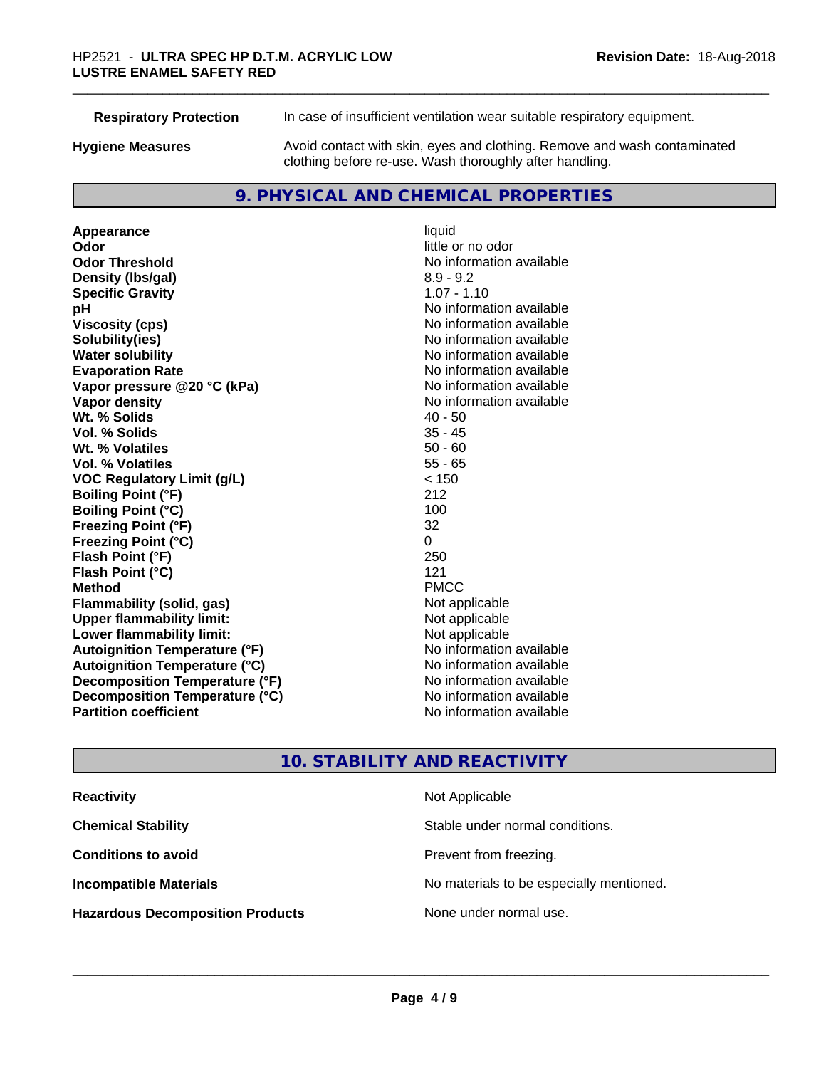| | |
|---|---|
| **Respiratory Protection** | In case of insufficient ventilation wear suitable respiratory equipment. |
| **Hygiene Measures** | Avoid contact with skin, eyes and clothing. Remove and wash contaminated clothing before re-use. Wash thoroughly after handling. |

## 9. PHYSICAL AND CHEMICAL PROPERTIES

| | |
|---|---|
| **Appearance** | liquid |
| **Odor** | little or no odor |
| **Odor Threshold** | No information available |
| **Density (lbs/gal)** | 8.9 - 9.2 |
| **Specific Gravity** | 1.07 - 1.10 |
| **pH** | No information available |
| **Viscosity (cps)** | No information available |
| **Solubility(ies)** | No information available |
| **Water solubility** | No information available |
| **Evaporation Rate** | No information available |
| **Vapor pressure @20 °C (kPa)** | No information available |
| **Vapor density** | No information available |
| **Wt. % Solids** | 40 - 50 |
| **Vol. % Solids** | 35 - 45 |
| **Wt. % Volatiles** | 50 - 60 |
| **Vol. % Volatiles** | 55 - 65 |
| **VOC Regulatory Limit (g/L)** | < 150 |
| **Boiling Point (°F)** | 212 |
| **Boiling Point (°C)** | 100 |
| **Freezing Point (°F)** | 32 |
| **Freezing Point (°C)** | 0 |
| **Flash Point (°F)** | 250 |
| **Flash Point (°C)** | 121 |
| **Method** | PMCC |
| **Flammability (solid, gas)** | Not applicable |
| **Upper flammability limit:** | Not applicable |
| **Lower flammability limit:** | Not applicable |
| **Autoignition Temperature (°F)** | No information available |
| **Autoignition Temperature (°C)** | No information available |
| **Decomposition Temperature (°F)** | No information available |
| **Decomposition Temperature (°C)** | No information available |
| **Partition coefficient** | No information available |

## 10. STABILITY AND REACTIVITY

| | |
|---|---|
| **Reactivity** | Not Applicable |
| **Chemical Stability** | Stable under normal conditions. |
| **Conditions to avoid** | Prevent from freezing. |
| **Incompatible Materials** | No materials to be especially mentioned. |
| **Hazardous Decomposition Products** | None under normal use. |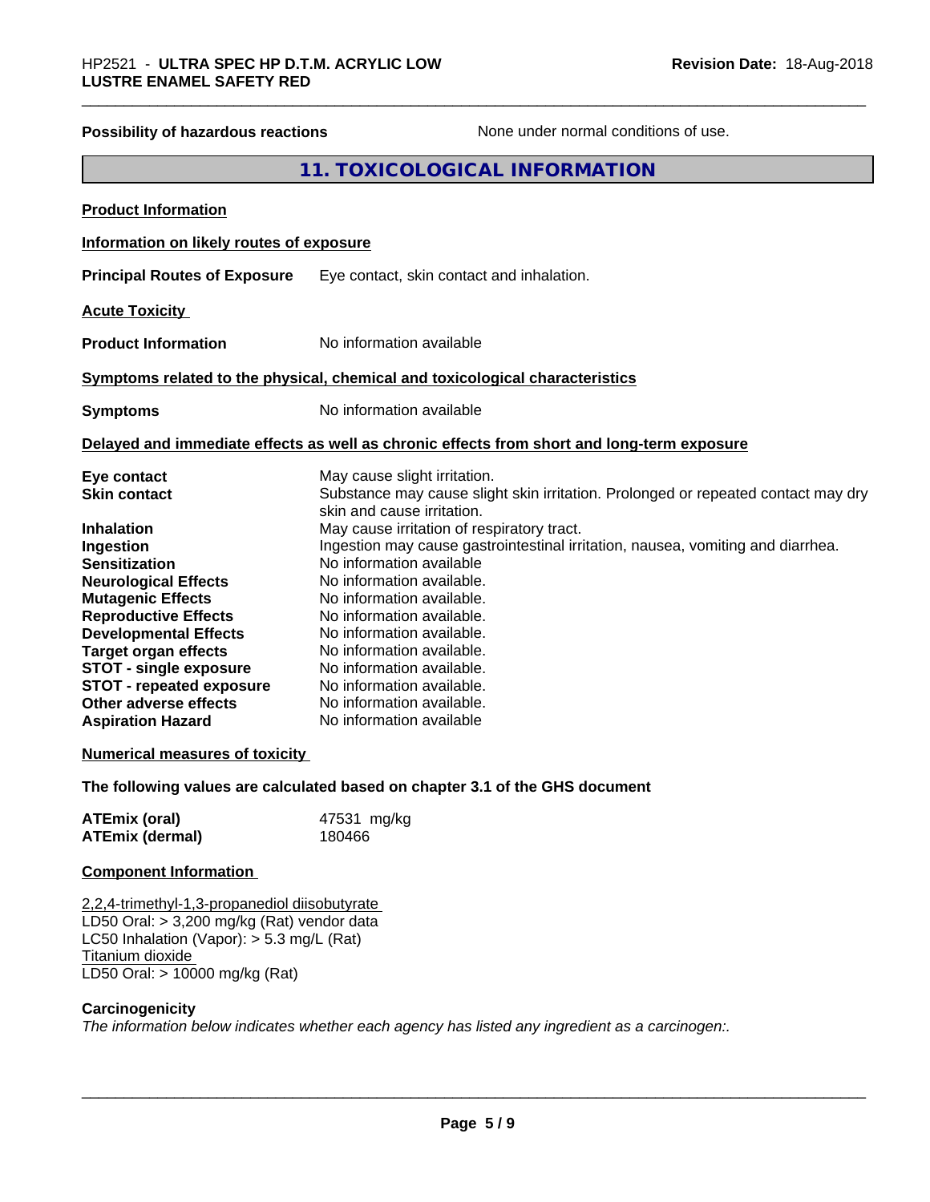**Possibility of hazardous reactions** None under normal conditions of use.

## 11. TOXICOLOGICAL INFORMATION

**Product Information**

**Information on likely routes of exposure**

**Principal Routes of Exposure** Eye contact, skin contact and inhalation.

**Acute Toxicity**

**Product Information** No information available

**Symptoms related to the physical, chemical and toxicological characteristics**

**Symptoms** No information available

**Delayed and immediate effects as well as chronic effects from short and long-term exposure**

| | |
|---|---|
| **Eye contact** | May cause slight irritation. |
| **Skin contact** | Substance may cause slight skin irritation. Prolonged or repeated contact may dry skin and cause irritation. |
| **Inhalation** | May cause irritation of respiratory tract. |
| **Ingestion** | Ingestion may cause gastrointestinal irritation, nausea, vomiting and diarrhea. |
| **Sensitization** | No information available |
| **Neurological Effects** | No information available. |
| **Mutagenic Effects** | No information available. |
| **Reproductive Effects** | No information available. |
| **Developmental Effects** | No information available. |
| **Target organ effects** | No information available. |
| **STOT - single exposure** | No information available. |
| **STOT - repeated exposure** | No information available. |
| **Other adverse effects** | No information available. |
| **Aspiration Hazard** | No information available |

**Numerical measures of toxicity**

**The following values are calculated based on chapter 3.1 of the GHS document**

| | |
|---|---|
| **ATEmix (oral)** | 47531 mg/kg |
| **ATEmix (dermal)** | 180466 |

**Component Information**

2,2,4-trimethyl-1,3-propanediol diisobutyrate
LD50 Oral: > 3,200 mg/kg (Rat) vendor data
LC50 Inhalation (Vapor): > 5.3 mg/L (Rat)
Titanium dioxide
LD50 Oral: > 10000 mg/kg (Rat)

**Carcinogenicity**

*The information below indicates whether each agency has listed any ingredient as a carcinogen:.*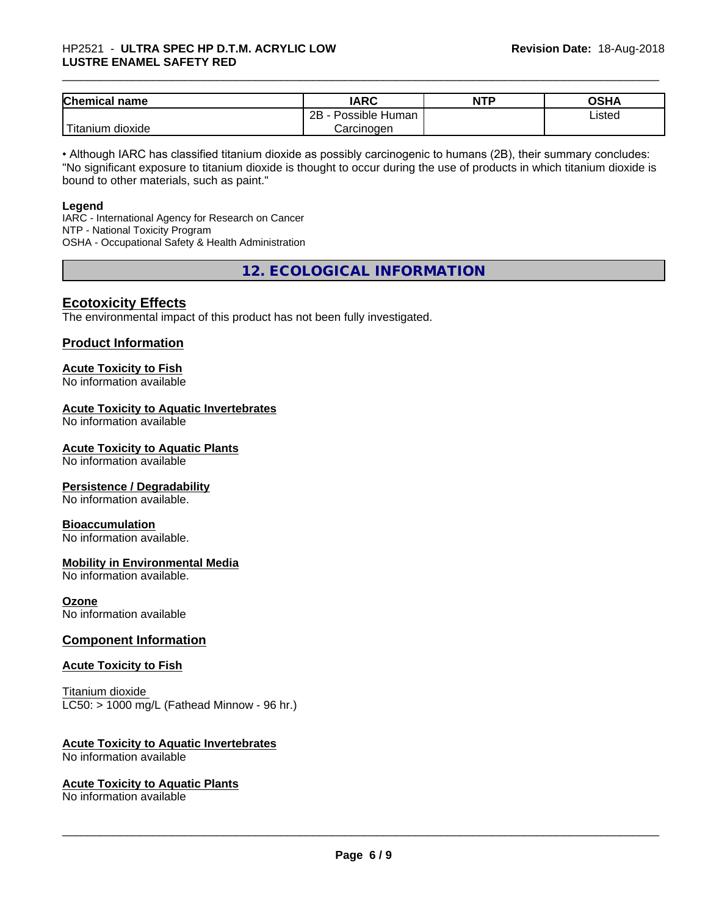| Chemical name | IARC | NTP | OSHA |
|---|---|---|---|
| Titanium dioxide | 2B - Possible Human Carcinogen | | Listed |

• Although IARC has classified titanium dioxide as possibly carcinogenic to humans (2B), their summary concludes: "No significant exposure to titanium dioxide is thought to occur during the use of products in which titanium dioxide is bound to other materials, such as paint."

**Legend**
IARC - International Agency for Research on Cancer
NTP - National Toxicity Program
OSHA - Occupational Safety & Health Administration

## 12. ECOLOGICAL INFORMATION

### Ecotoxicity Effects

The environmental impact of this product has not been fully investigated.

### Product Information

**Acute Toxicity to Fish**
No information available

**Acute Toxicity to Aquatic Invertebrates**
No information available

**Acute Toxicity to Aquatic Plants**
No information available

**Persistence / Degradability**
No information available.

**Bioaccumulation**
No information available.

**Mobility in Environmental Media**
No information available.

**Ozone**
No information available

### Component Information

**Acute Toxicity to Fish**

Titanium dioxide
LC50: > 1000 mg/L (Fathead Minnow - 96 hr.)

**Acute Toxicity to Aquatic Invertebrates**
No information available

**Acute Toxicity to Aquatic Plants**
No information available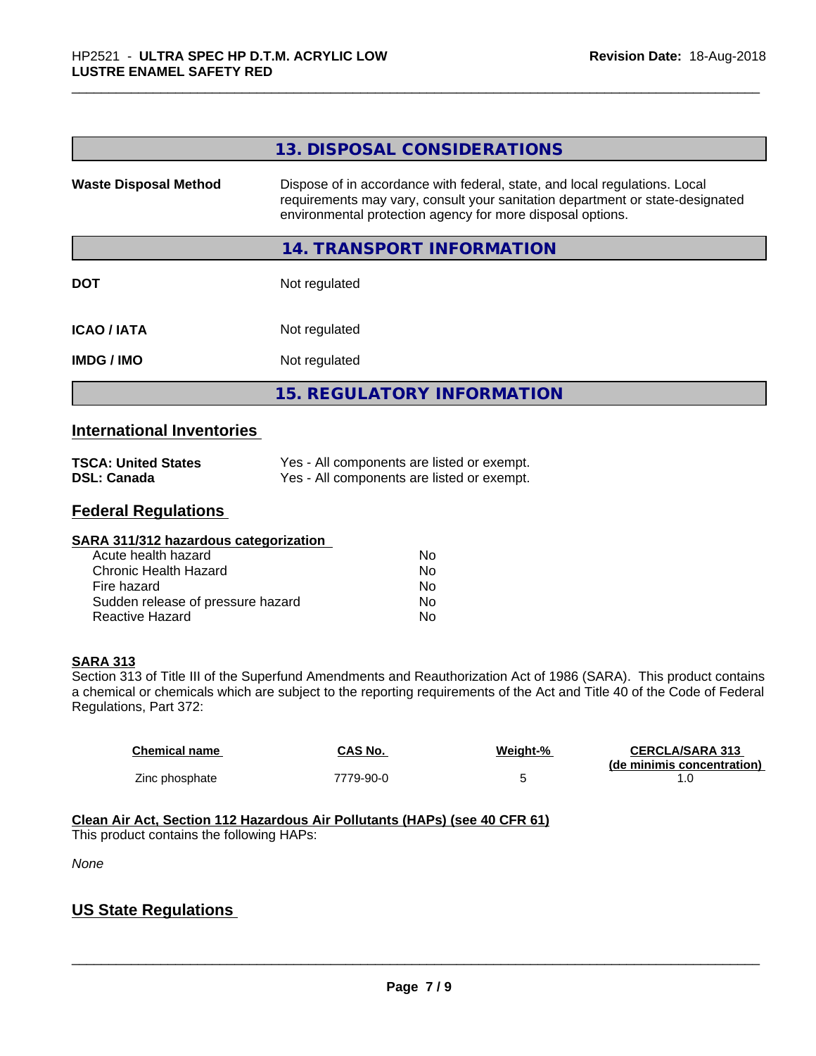## 13. DISPOSAL CONSIDERATIONS

| | |
|---|---|
| **Waste Disposal Method** | Dispose of in accordance with federal, state, and local regulations. Local requirements may vary, consult your sanitation department or state-designated environmental protection agency for more disposal options. |

## 14. TRANSPORT INFORMATION

| | |
|---|---|
| **DOT** | Not regulated |
| **ICAO / IATA** | Not regulated |
| **IMDG / IMO** | Not regulated |

## 15. REGULATORY INFORMATION

### International Inventories

| | |
|---|---|
| **TSCA: United States** | Yes - All components are listed or exempt. |
| **DSL: Canada** | Yes - All components are listed or exempt. |

### Federal Regulations

**SARA 311/312 hazardous categorization**

| | |
|---|---|
| Acute health hazard | No |
| Chronic Health Hazard | No |
| Fire hazard | No |
| Sudden release of pressure hazard | No |
| Reactive Hazard | No |

**SARA 313**

Section 313 of Title III of the Superfund Amendments and Reauthorization Act of 1986 (SARA). This product contains a chemical or chemicals which are subject to the reporting requirements of the Act and Title 40 of the Code of Federal Regulations, Part 372:

| Chemical name | CAS No. | Weight-% | CERCLA/SARA 313 (de minimis concentration) |
|---|---|---|---|
| Zinc phosphate | 7779-90-0 | 5 | 1.0 |

**Clean Air Act, Section 112 Hazardous Air Pollutants (HAPs) (see 40 CFR 61)**

This product contains the following HAPs:

*None*

### US State Regulations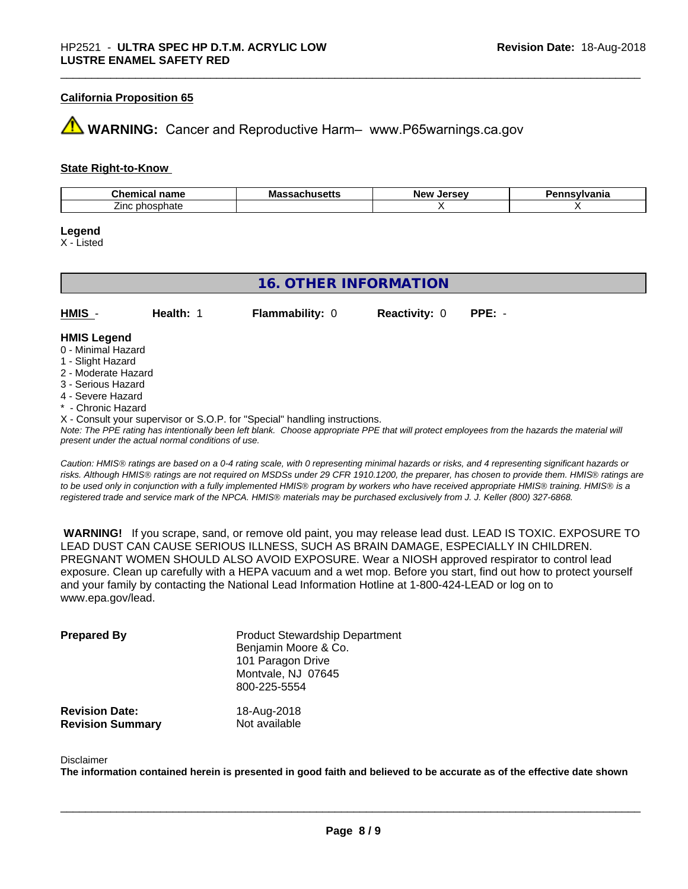### California Proposition 65

⚠ **WARNING:** Cancer and Reproductive Harm– www.P65warnings.ca.gov

### State Right-to-Know

| Chemical name | Massachusetts | New Jersey | Pennsylvania |
|---|---|---|---|
| Zinc phosphate | | X | X |

**Legend**
X - Listed

## 16. OTHER INFORMATION

**HMIS** - **Health:** 1 **Flammability:** 0 **Reactivity:** 0 **PPE:** -

**HMIS Legend**
0 - Minimal Hazard
1 - Slight Hazard
2 - Moderate Hazard
3 - Serious Hazard
4 - Severe Hazard
* - Chronic Hazard
X - Consult your supervisor or S.O.P. for "Special" handling instructions.
*Note: The PPE rating has intentionally been left blank. Choose appropriate PPE that will protect employees from the hazards the material will present under the actual normal conditions of use.*

*Caution: HMIS® ratings are based on a 0-4 rating scale, with 0 representing minimal hazards or risks, and 4 representing significant hazards or risks. Although HMIS® ratings are not required on MSDSs under 29 CFR 1910.1200, the preparer, has chosen to provide them. HMIS® ratings are to be used only in conjunction with a fully implemented HMIS® program by workers who have received appropriate HMIS® training. HMIS® is a registered trade and service mark of the NPCA. HMIS® materials may be purchased exclusively from J. J. Keller (800) 327-6868.*

**WARNING!** If you scrape, sand, or remove old paint, you may release lead dust. LEAD IS TOXIC. EXPOSURE TO LEAD DUST CAN CAUSE SERIOUS ILLNESS, SUCH AS BRAIN DAMAGE, ESPECIALLY IN CHILDREN. PREGNANT WOMEN SHOULD ALSO AVOID EXPOSURE. Wear a NIOSH approved respirator to control lead exposure. Clean up carefully with a HEPA vacuum and a wet mop. Before you start, find out how to protect yourself and your family by contacting the National Lead Information Hotline at 1-800-424-LEAD or log on to www.epa.gov/lead.

**Prepared By**
Product Stewardship Department
Benjamin Moore & Co.
101 Paragon Drive
Montvale, NJ 07645
800-225-5554

**Revision Date:** 18-Aug-2018
**Revision Summary** Not available

Disclaimer
**The information contained herein is presented in good faith and believed to be accurate as of the effective date shown**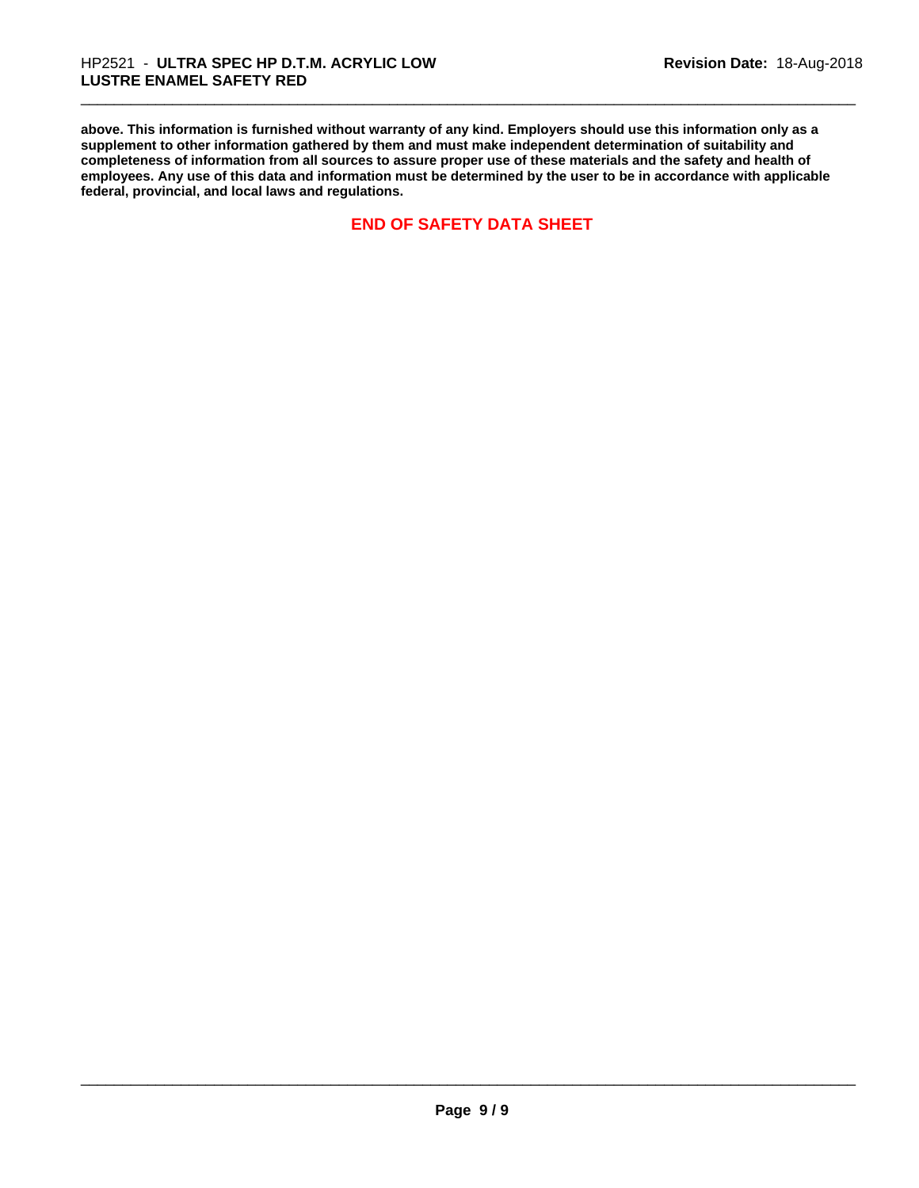**above. This information is furnished without warranty of any kind. Employers should use this information only as a supplement to other information gathered by them and must make independent determination of suitability and completeness of information from all sources to assure proper use of these materials and the safety and health of employees. Any use of this data and information must be determined by the user to be in accordance with applicable federal, provincial, and local laws and regulations.**

**END OF SAFETY DATA SHEET**